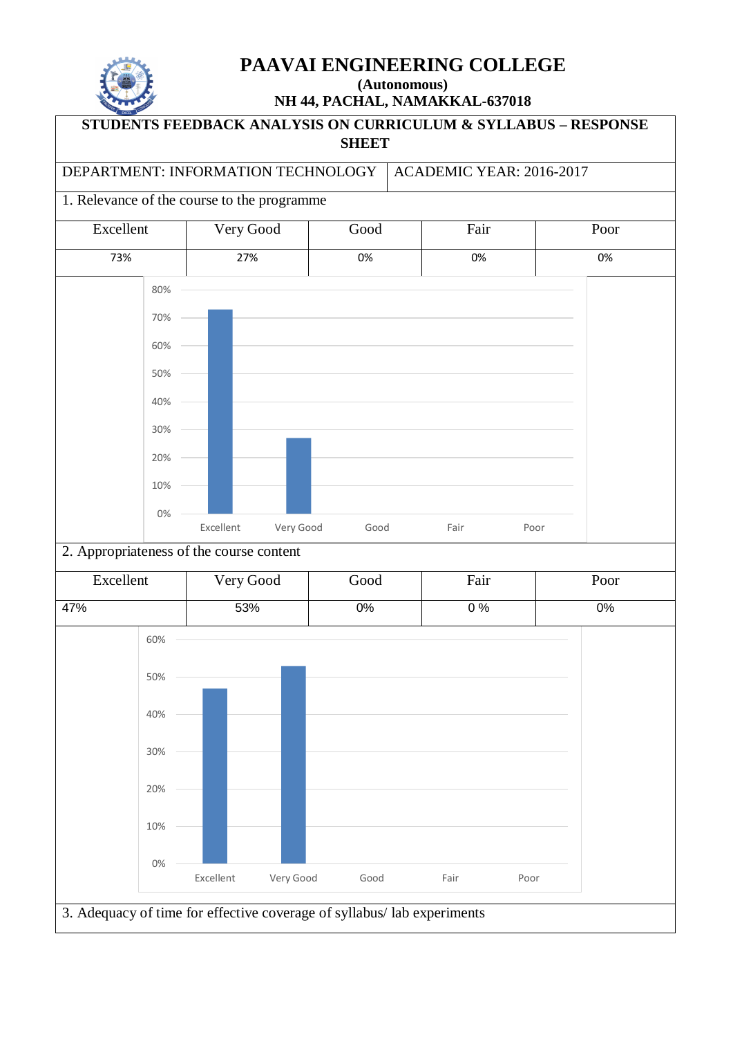# PAAVAI ENGINEERING COLLEGE

**(Autonomous)**

**NH 44, PACHAL, NAMAKKAL-637018**

## STUDENTS FEEDBACK ANALYSIS ON CURRICULUM & SYLLABUS – RESPONSE SHEET

| DEPARTMENT: INFORMATION TECHNOLOGY | ACADEMIC YEAR: 2016-2017 |
|---|---|

1. Relevance of the course to the programme

| Excellent | Very Good | Good | Fair | Poor |
|---|---|---|---|---|
| 73% | 27% | 0% | 0% | 0% |

2. Appropriateness of the course content

| Excellent | Very Good | Good | Fair | Poor |
|---|---|---|---|---|
| 47% | 53% | 0% | 0 % | 0% |

3. Adequacy of time for effective coverage of syllabus/ lab experiments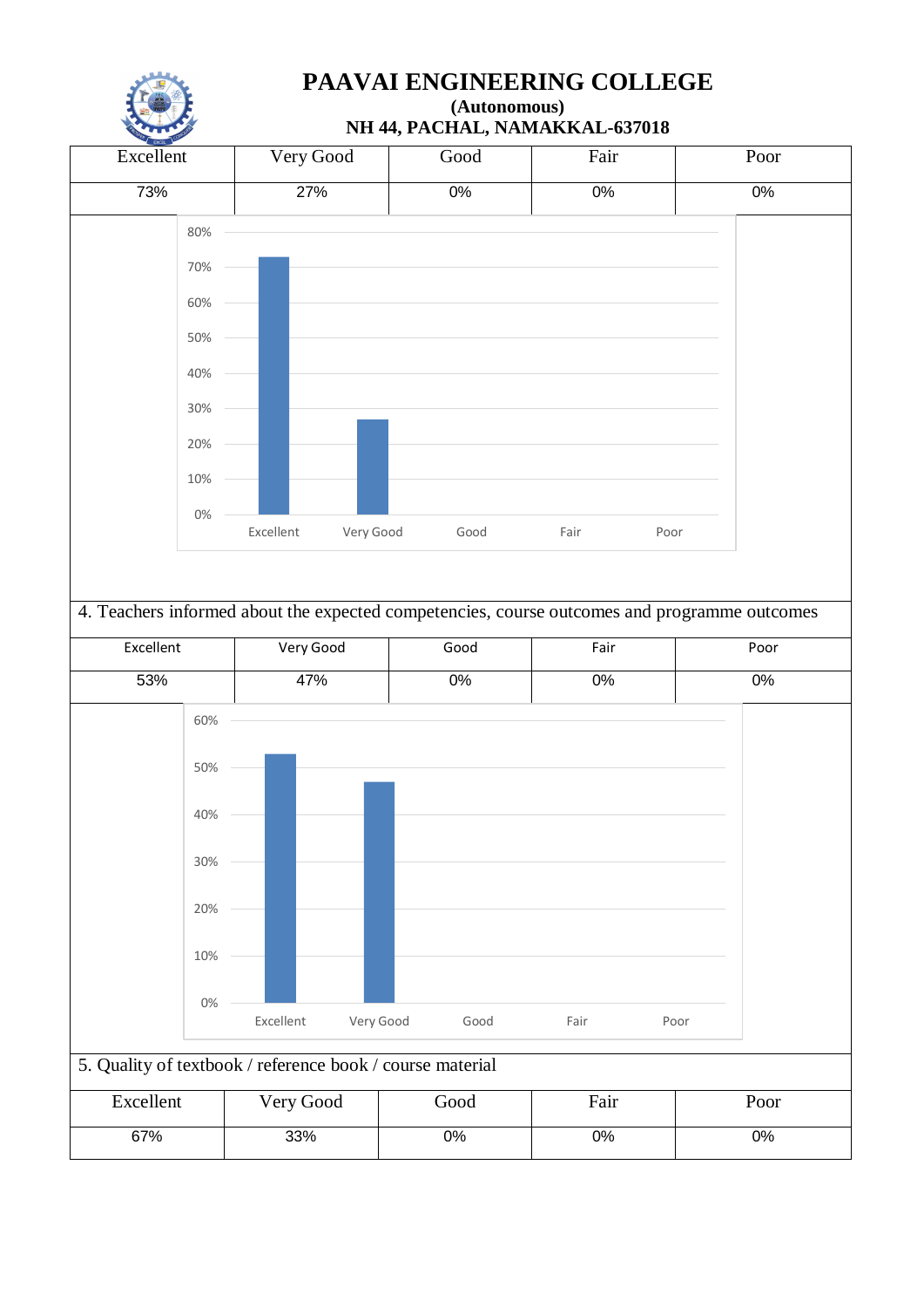# PAAVAI ENGINEERING COLLEGE

**(Autonomous)**

**NH 44, PACHAL, NAMAKKAL-637018**

| Excellent | Very Good | Good | Fair | Poor |
|---|---|---|---|---|
| 73% | 27% | 0% | 0% | 0% |

4. Teachers informed about the expected competencies, course outcomes and programme outcomes

| Excellent | Very Good | Good | Fair | Poor |
|---|---|---|---|---|
| 53% | 47% | 0% | 0% | 0% |

5. Quality of textbook / reference book / course material

| Excellent | Very Good | Good | Fair | Poor |
|---|---|---|---|---|
| 67% | 33% | 0% | 0% | 0% |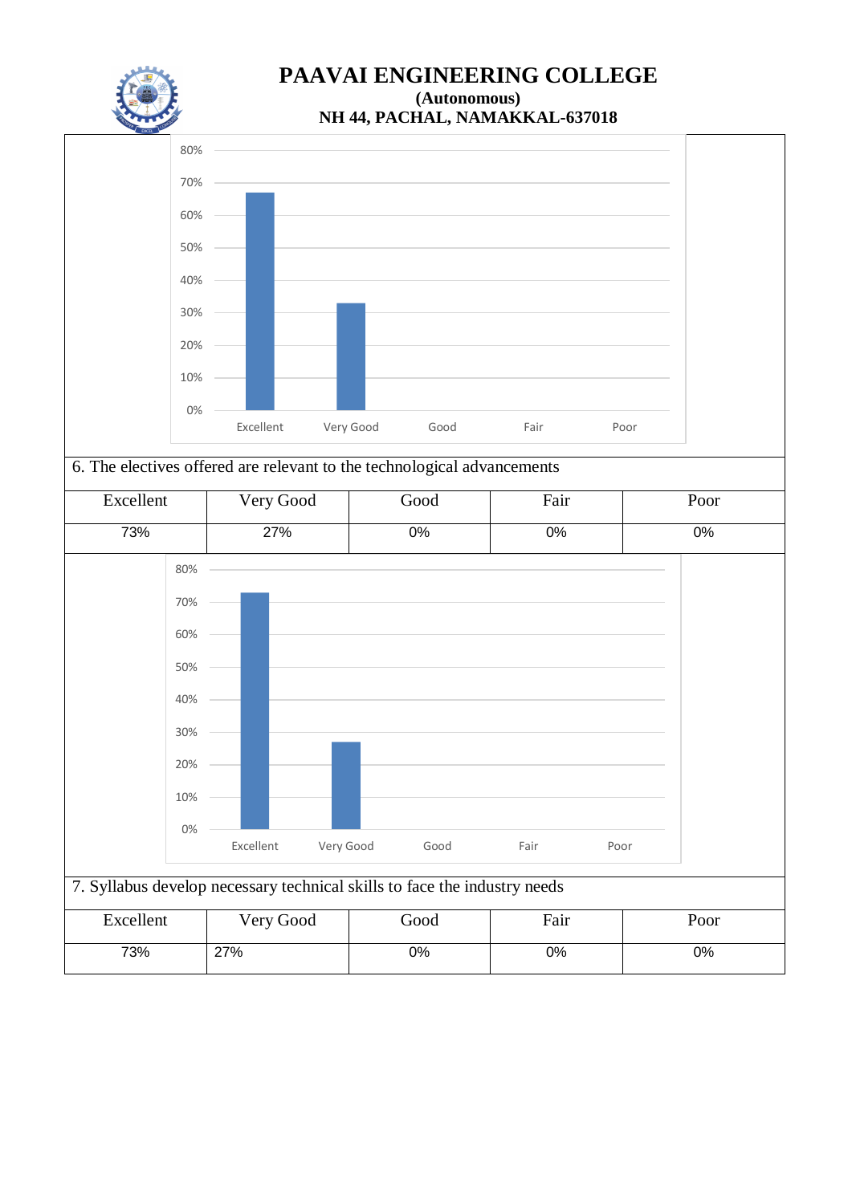# PAAVAI ENGINEERING COLLEGE

**(Autonomous)**

**NH 44, PACHAL, NAMAKKAL-637018**

6. The electives offered are relevant to the technological advancements

| Excellent | Very Good | Good | Fair | Poor |
|---|---|---|---|---|
| 73% | 27% | 0% | 0% | 0% |

7. Syllabus develop necessary technical skills to face the industry needs

| Excellent | Very Good | Good | Fair | Poor |
|---|---|---|---|---|
| 73% | 27% | 0% | 0% | 0% |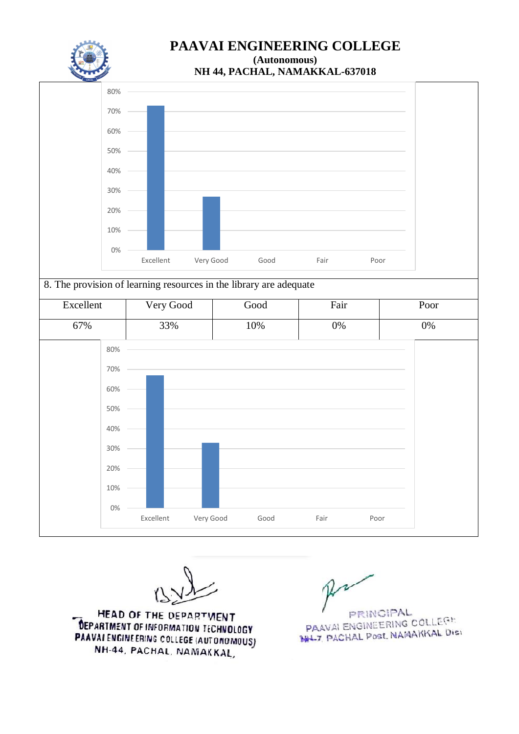# PAAVAI ENGINEERING COLLEGE

**(Autonomous)**

**NH 44, PACHAL, NAMAKKAL-637018**

8. The provision of learning resources in the library are adequate

| Excellent | Very Good | Good | Fair | Poor |
|---|---|---|---|---|
| 67% | 33% | 10% | 0% | 0% |

HEAD OF THE DEPARTMENT
DEPARTMENT OF INFORMATION TECHNOLOGY
PAAVAI ENGINEERING COLLEGE (AUTONOMOUS)
NH-44, PACHAL, NAMAKKAL.

PRINCIPAL
PAAVAI ENGINEERING COLLEGE
NH-7, PACHAL Post, NAMAKKAL Dist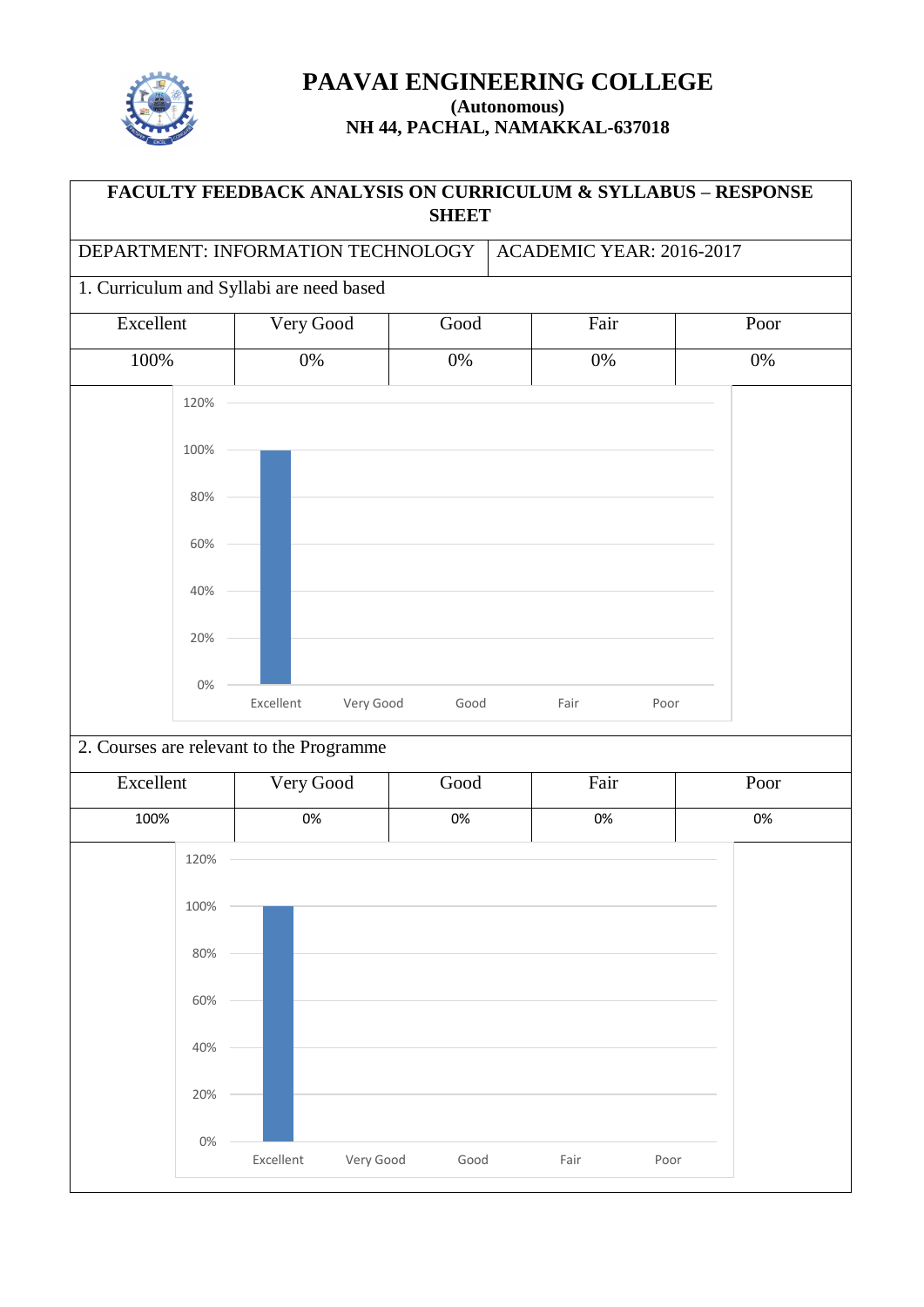# PAAVAI ENGINEERING COLLEGE

**(Autonomous)**

**NH 44, PACHAL, NAMAKKAL-637018**

## FACULTY FEEDBACK ANALYSIS ON CURRICULUM & SYLLABUS – RESPONSE SHEET

DEPARTMENT: INFORMATION TECHNOLOGY | ACADEMIC YEAR: 2016-2017

1. Curriculum and Syllabi are need based

| Excellent | Very Good | Good | Fair | Poor |
|---|---|---|---|---|
| 100% | 0% | 0% | 0% | 0% |

2. Courses are relevant to the Programme

| Excellent | Very Good | Good | Fair | Poor |
|---|---|---|---|---|
| 100% | 0% | 0% | 0% | 0% |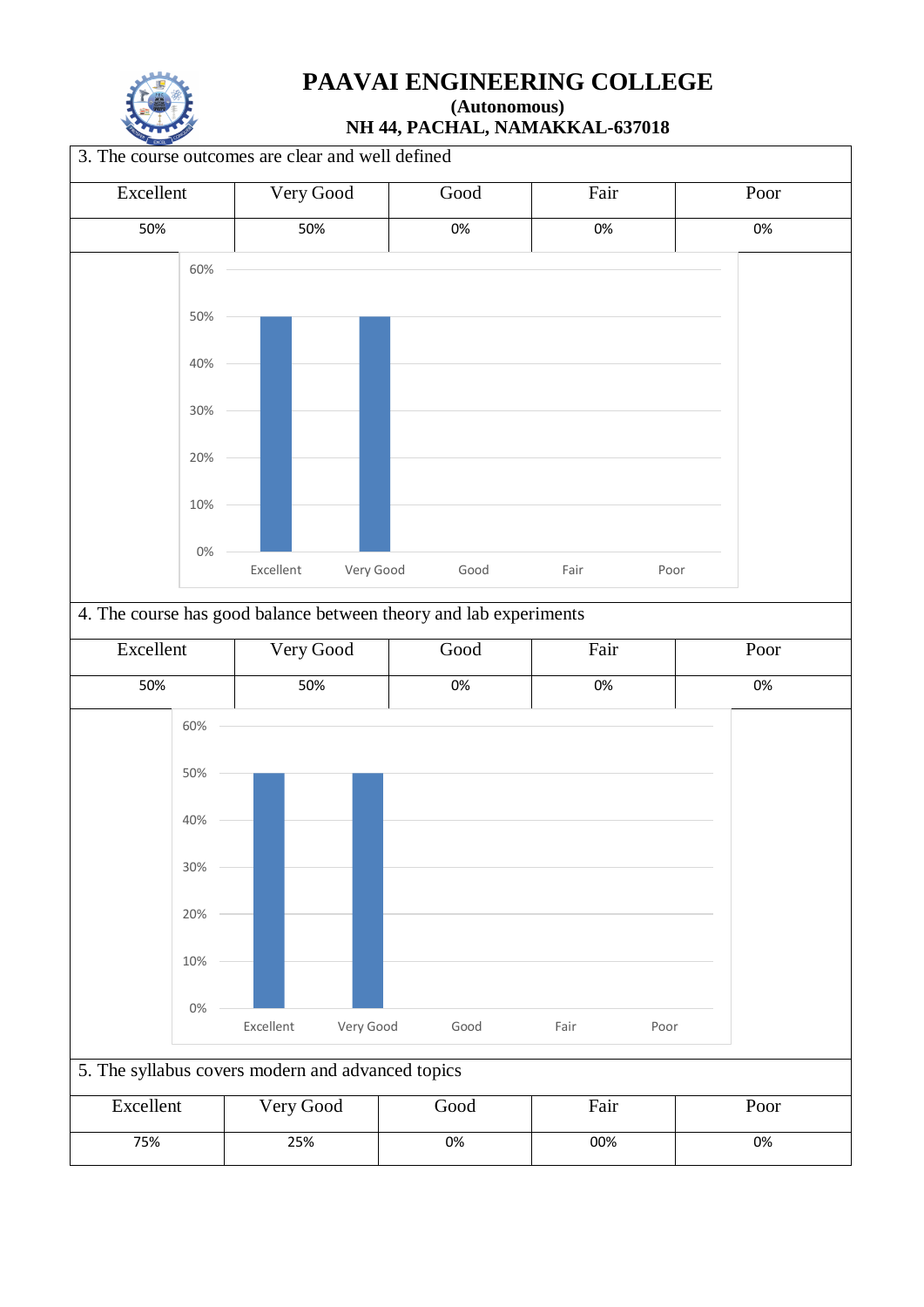# PAAVAI ENGINEERING COLLEGE

**(Autonomous)**

**NH 44, PACHAL, NAMAKKAL-637018**

3. The course outcomes are clear and well defined

| Excellent | Very Good | Good | Fair | Poor |
|---|---|---|---|---|
| 50% | 50% | 0% | 0% | 0% |

4. The course has good balance between theory and lab experiments

| Excellent | Very Good | Good | Fair | Poor |
|---|---|---|---|---|
| 50% | 50% | 0% | 0% | 0% |

5. The syllabus covers modern and advanced topics

| Excellent | Very Good | Good | Fair | Poor |
|---|---|---|---|---|
| 75% | 25% | 0% | 00% | 0% |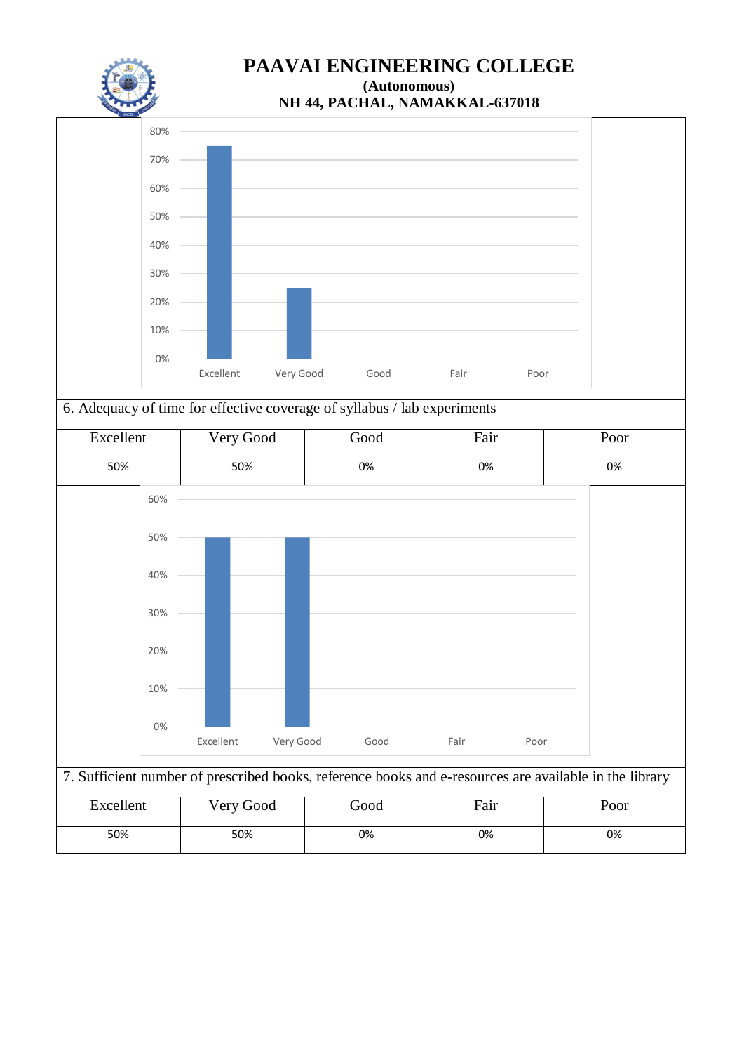# PAAVAI ENGINEERING COLLEGE

**(Autonomous)**

**NH 44, PACHAL, NAMAKKAL-637018**

6. Adequacy of time for effective coverage of syllabus / lab experiments

| Excellent | Very Good | Good | Fair | Poor |
|---|---|---|---|---|
| 50% | 50% | 0% | 0% | 0% |

7. Sufficient number of prescribed books, reference books and e-resources are available in the library

| Excellent | Very Good | Good | Fair | Poor |
|---|---|---|---|---|
| 50% | 50% | 0% | 0% | 0% |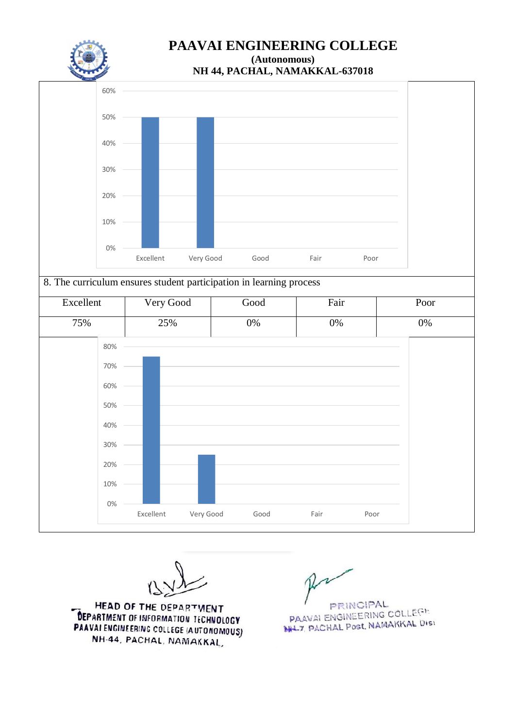# PAAVAI ENGINEERING COLLEGE

**(Autonomous)**

**NH 44, PACHAL, NAMAKKAL-637018**

| 60% | | | | | |
|---|---|---|---|---|---|
| | Excellent | Very Good | Good | Fair | Poor |
| | 50% | 50% | 0% | 0% | 0% |

8. The curriculum ensures student participation in learning process

| Excellent | Very Good | Good | Fair | Poor |
|---|---|---|---|---|
| 75% | 25% | 0% | 0% | 0% |

HEAD OF THE DEPARTMENT
DEPARTMENT OF INFORMATION TECHNOLOGY
PAAVAI ENGINEERING COLLEGE (AUTONOMOUS)
NH-44, PACHAL, NAMAKKAL,

PRINCIPAL
PAAVAI ENGINEERING COLLEGE
NH-7, PACHAL Post, NAMAKKAL Dist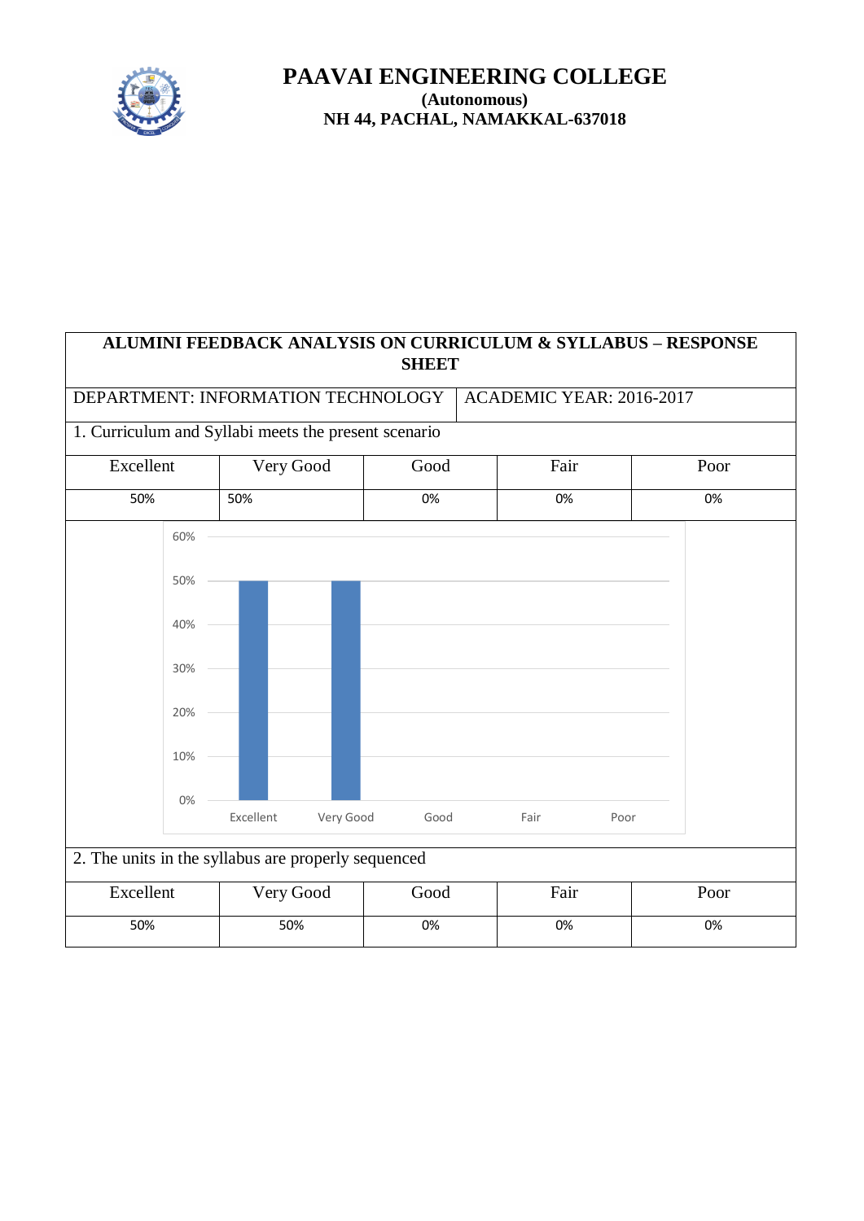# PAAVAI ENGINEERING COLLEGE

**(Autonomous)**

**NH 44, PACHAL, NAMAKKAL-637018**

## ALUMINI FEEDBACK ANALYSIS ON CURRICULUM & SYLLABUS – RESPONSE SHEET

| DEPARTMENT: INFORMATION TECHNOLOGY | ACADEMIC YEAR: 2016-2017 |
|---|---|

1. Curriculum and Syllabi meets the present scenario

| Excellent | Very Good | Good | Fair | Poor |
|---|---|---|---|---|
| 50% | 50% | 0% | 0% | 0% |

2. The units in the syllabus are properly sequenced

| Excellent | Very Good | Good | Fair | Poor |
|---|---|---|---|---|
| 50% | 50% | 0% | 0% | 0% |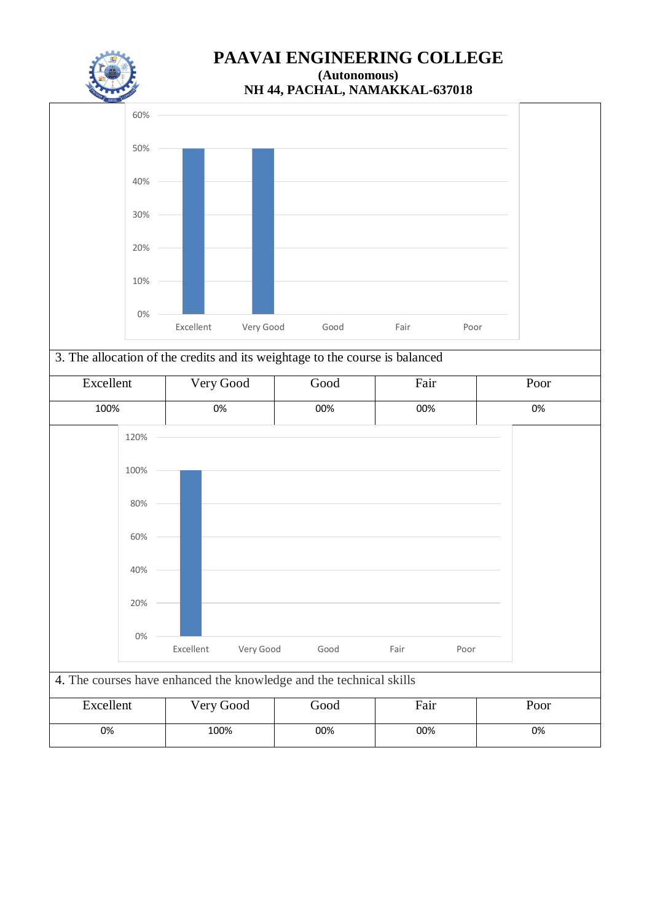# PAAVAI ENGINEERING COLLEGE

**(Autonomous)**

**NH 44, PACHAL, NAMAKKAL-637018**

| | | | | |
|---|---|---|---|---|
| 60% | | | | |
| 50% | | | | |
| 40% | | | | |
| 30% | | | | |
| 20% | | | | |
| 10% | | | | |
| 0% | | | | |
| Excellent | Very Good | Good | Fair | Poor |

3. The allocation of the credits and its weightage to the course is balanced

| Excellent | Very Good | Good | Fair | Poor |
|---|---|---|---|---|
| 100% | 0% | 00% | 00% | 0% |

| | | | | |
|---|---|---|---|---|
| 120% | | | | |
| 100% | | | | |
| 80% | | | | |
| 60% | | | | |
| 40% | | | | |
| 20% | | | | |
| 0% | | | | |
| Excellent | Very Good | Good | Fair | Poor |

4. The courses have enhanced the knowledge and the technical skills

| Excellent | Very Good | Good | Fair | Poor |
|---|---|---|---|---|
| 0% | 100% | 00% | 00% | 0% |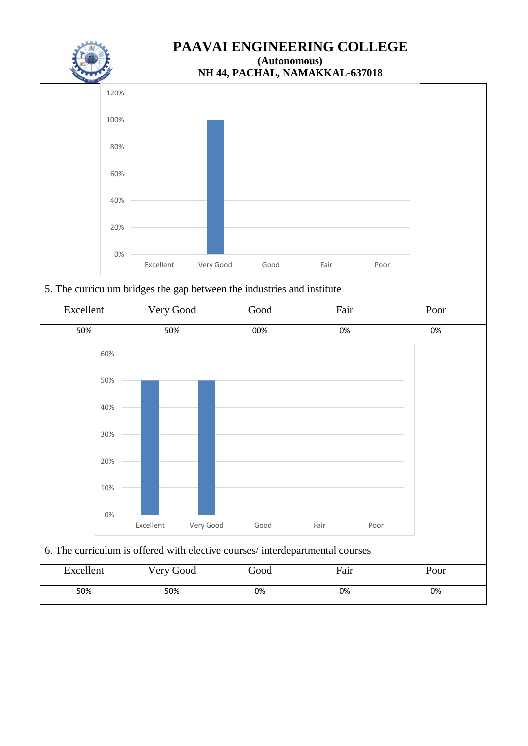# PAAVAI ENGINEERING COLLEGE

**(Autonomous)**

**NH 44, PACHAL, NAMAKKAL-637018**

5. The curriculum bridges the gap between the industries and institute

| Excellent | Very Good | Good | Fair | Poor |
|---|---|---|---|---|
| 50% | 50% | 00% | 0% | 0% |

6. The curriculum is offered with elective courses/ interdepartmental courses

| Excellent | Very Good | Good | Fair | Poor |
|---|---|---|---|---|
| 50% | 50% | 0% | 0% | 0% |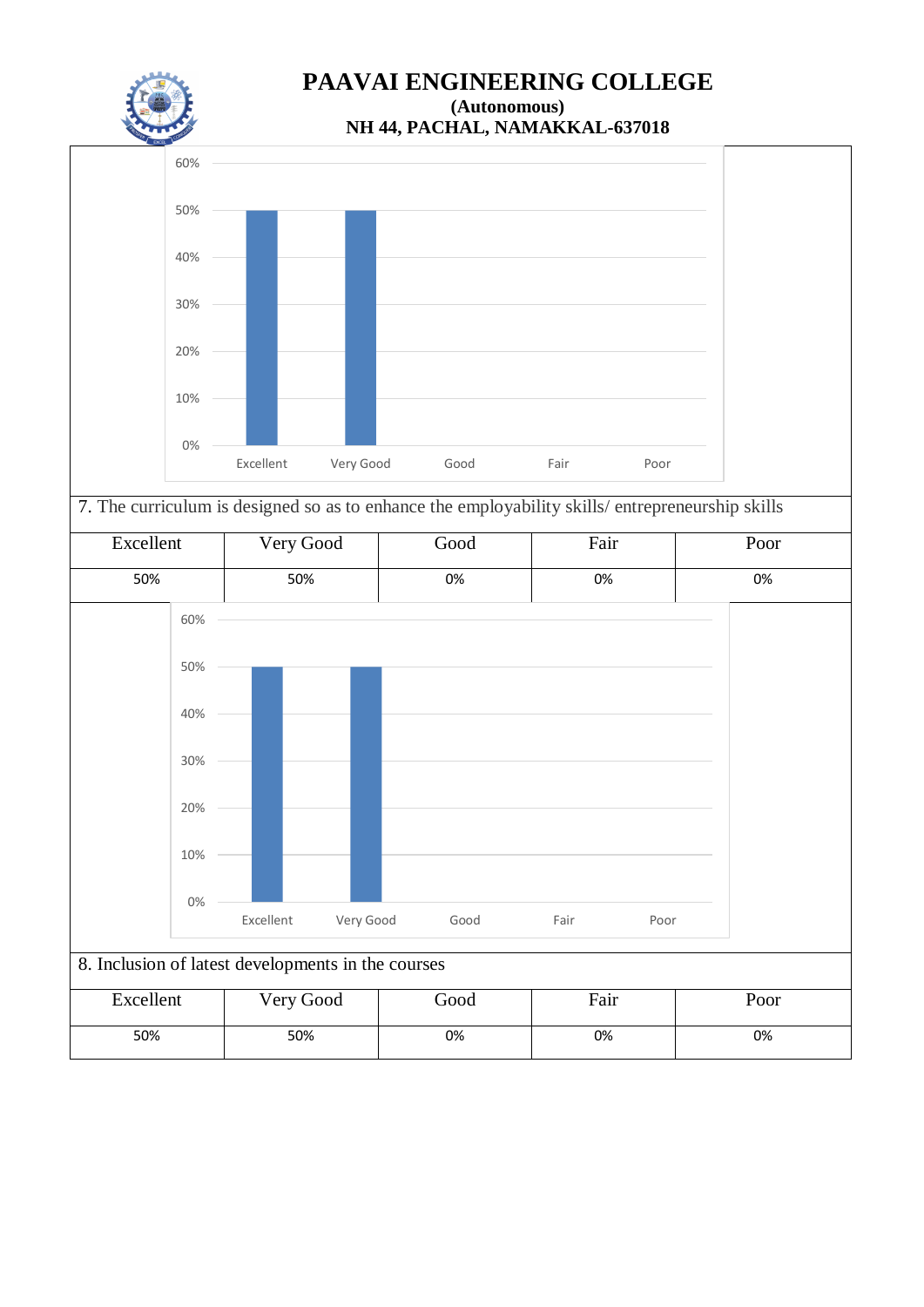# PAAVAI ENGINEERING COLLEGE

**(Autonomous)**

**NH 44, PACHAL, NAMAKKAL-637018**

7. The curriculum is designed so as to enhance the employability skills/ entrepreneurship skills

| Excellent | Very Good | Good | Fair | Poor |
|---|---|---|---|---|
| 50% | 50% | 0% | 0% | 0% |

8. Inclusion of latest developments in the courses

| Excellent | Very Good | Good | Fair | Poor |
|---|---|---|---|---|
| 50% | 50% | 0% | 0% | 0% |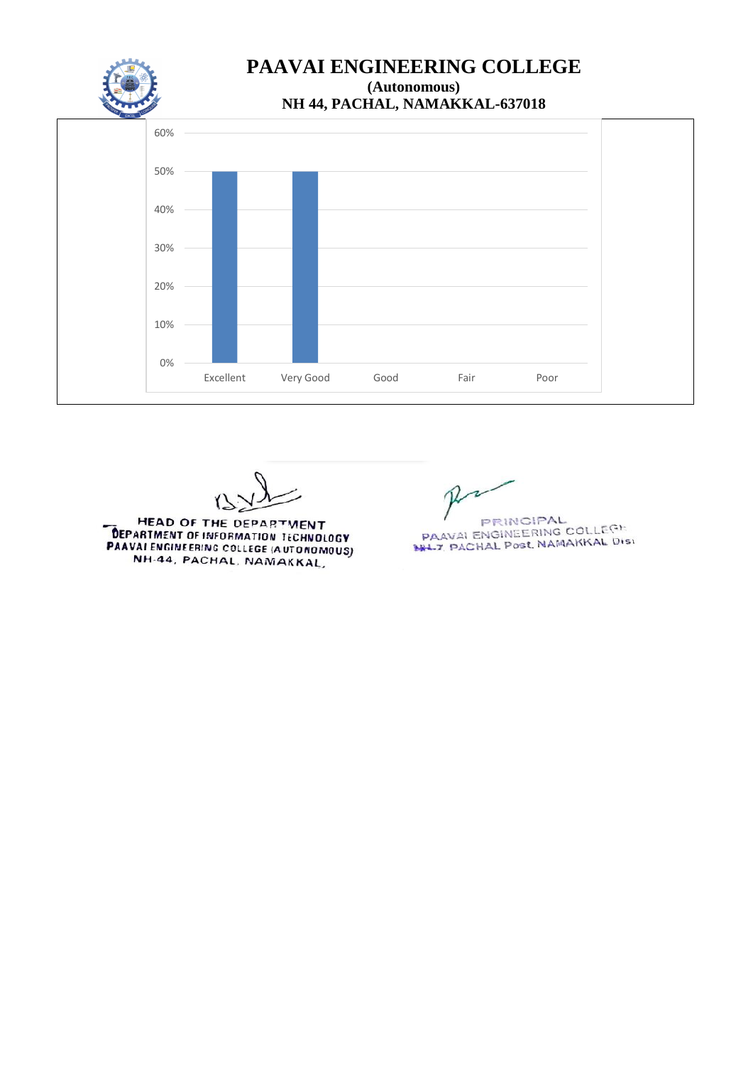# PAAVAI ENGINEERING COLLEGE

**(Autonomous)**

**NH 44, PACHAL, NAMAKKAL-637018**

| Rating | Percentage |
|---|---|
| Excellent | 50% |
| Very Good | 50% |
| Good | 0% |
| Fair | 0% |
| Poor | 0% |

HEAD OF THE DEPARTMENT
DEPARTMENT OF INFORMATION TECHNOLOGY
PAAVAI ENGINEERING COLLEGE (AUTONOMOUS)
NH-44, PACHAL, NAMAKKAL.

PRINCIPAL
PAAVAI ENGINEERING COLLEGE
NH-7, PACHAL Post, NAMAKKAL Dist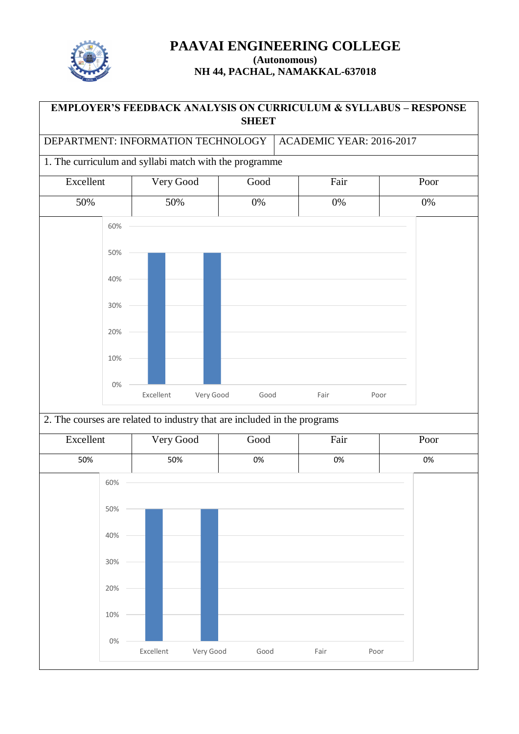# PAAVAI ENGINEERING COLLEGE

**(Autonomous)**

**NH 44, PACHAL, NAMAKKAL-637018**

**EMPLOYER'S FEEDBACK ANALYSIS ON CURRICULUM & SYLLABUS – RESPONSE SHEET**

DEPARTMENT: INFORMATION TECHNOLOGY | ACADEMIC YEAR: 2016-2017

1. The curriculum and syllabi match with the programme

| Excellent | Very Good | Good | Fair | Poor |
|---|---|---|---|---|
| 50% | 50% | 0% | 0% | 0% |

2. The courses are related to industry that are included in the programs

| Excellent | Very Good | Good | Fair | Poor |
|---|---|---|---|---|
| 50% | 50% | 0% | 0% | 0% |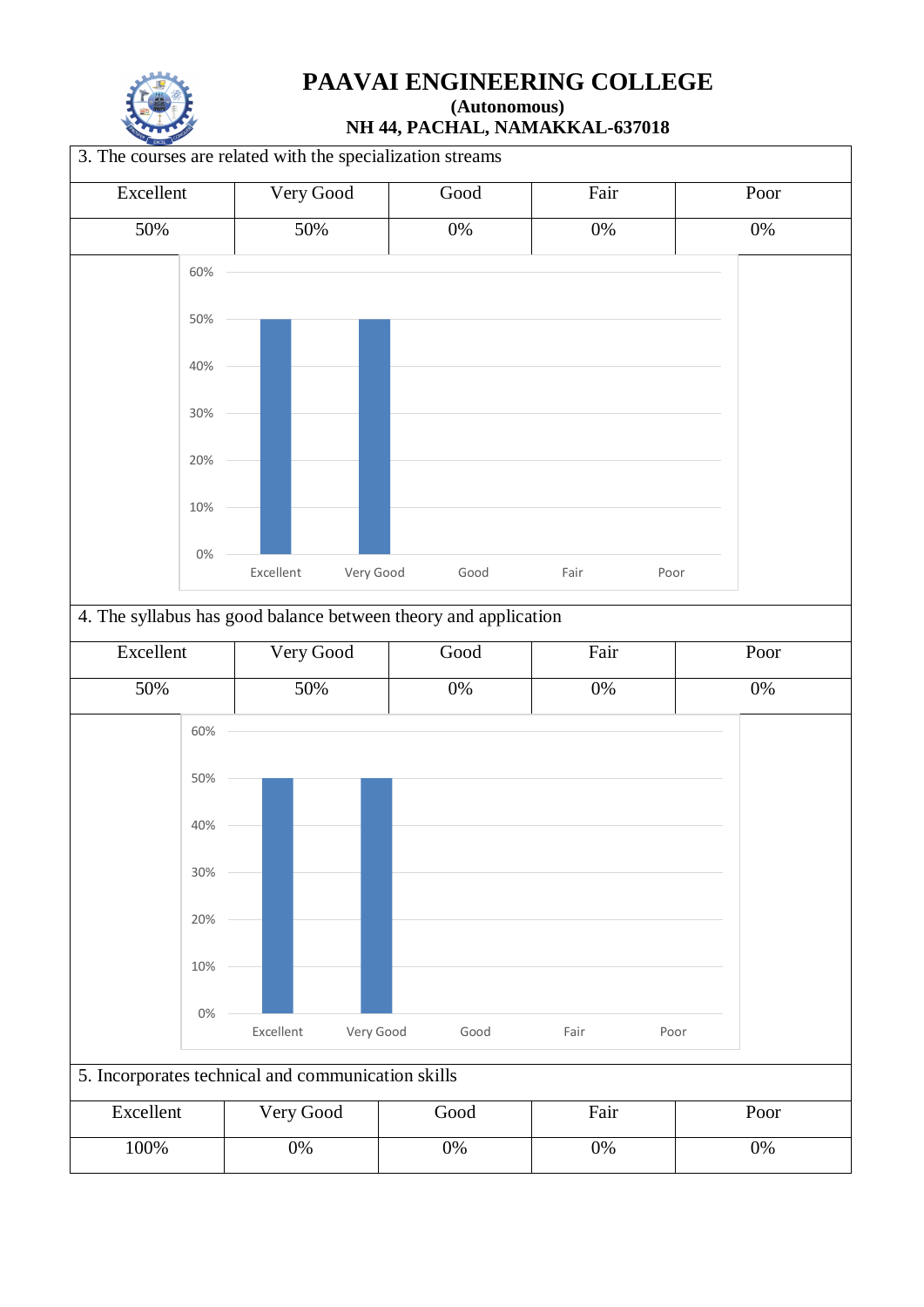# PAAVAI ENGINEERING COLLEGE

**(Autonomous)**

**NH 44, PACHAL, NAMAKKAL-637018**

3. The courses are related with the specialization streams

| Excellent | Very Good | Good | Fair | Poor |
|---|---|---|---|---|
| 50% | 50% | 0% | 0% | 0% |

4. The syllabus has good balance between theory and application

| Excellent | Very Good | Good | Fair | Poor |
|---|---|---|---|---|
| 50% | 50% | 0% | 0% | 0% |

5. Incorporates technical and communication skills

| Excellent | Very Good | Good | Fair | Poor |
|---|---|---|---|---|
| 100% | 0% | 0% | 0% | 0% |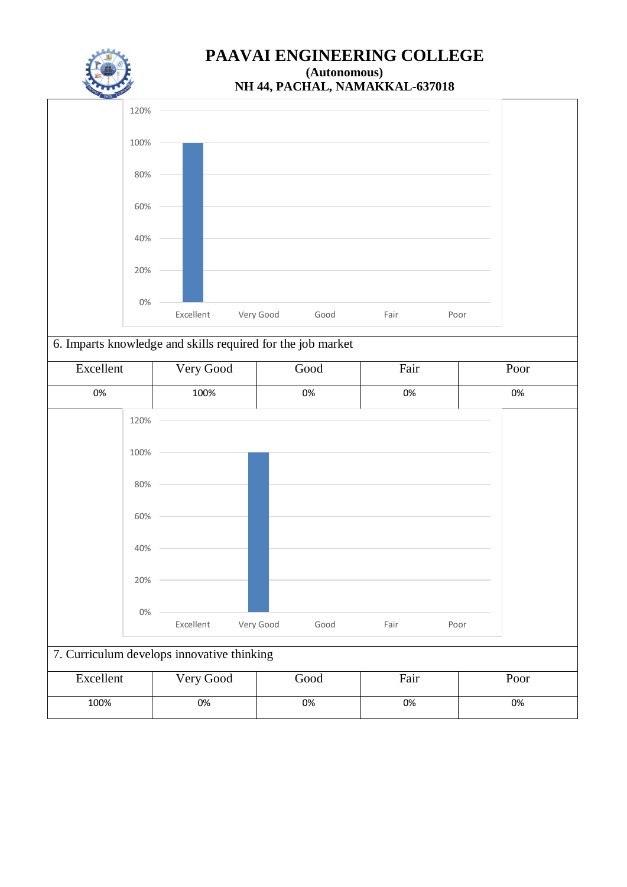# PAAVAI ENGINEERING COLLEGE

**(Autonomous)**

**NH 44, PACHAL, NAMAKKAL-637018**

6. Imparts knowledge and skills required for the job market

| Excellent | Very Good | Good | Fair | Poor |
|---|---|---|---|---|
| 0% | 100% | 0% | 0% | 0% |

7. Curriculum develops innovative thinking

| Excellent | Very Good | Good | Fair | Poor |
|---|---|---|---|---|
| 100% | 0% | 0% | 0% | 0% |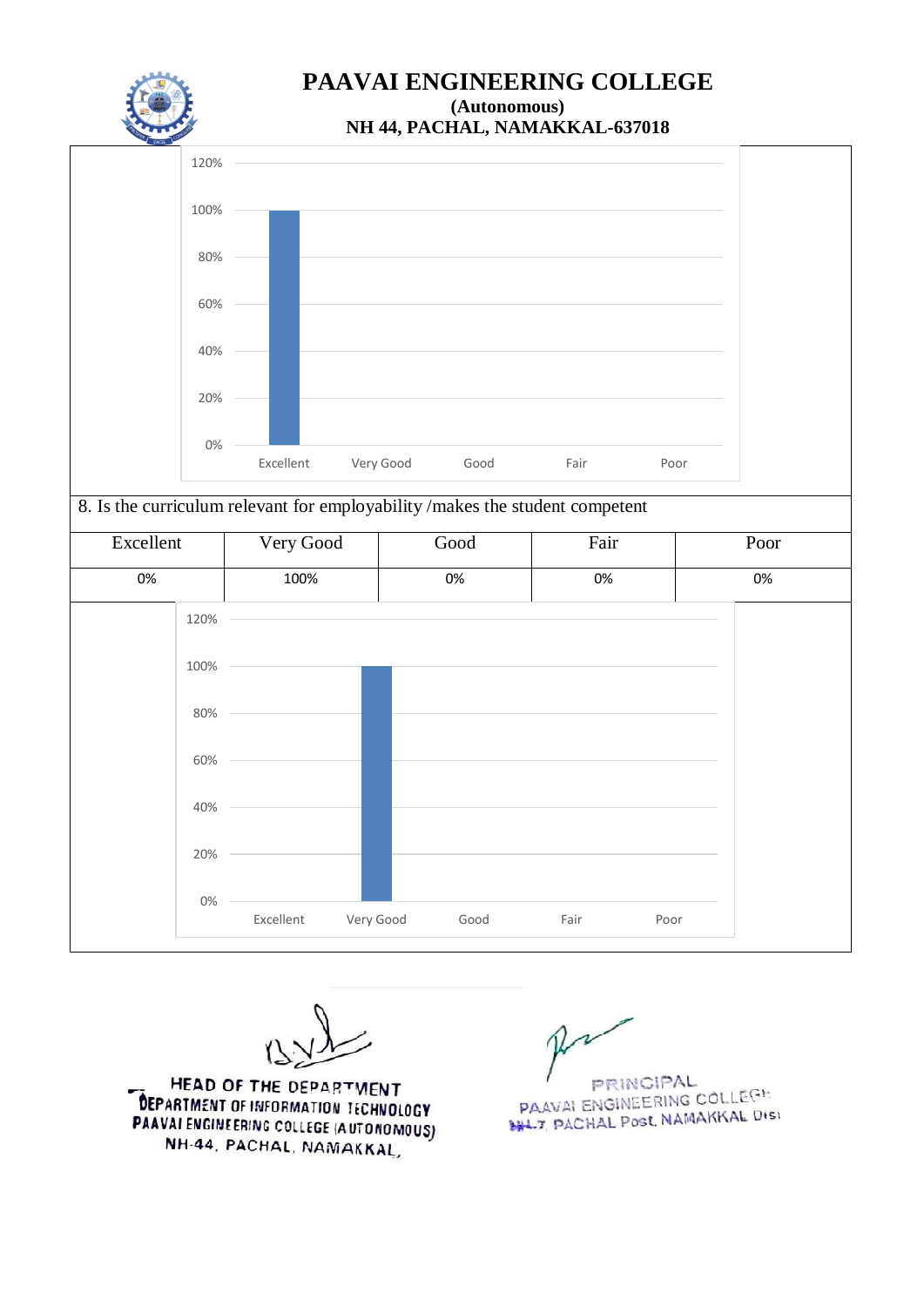# PAAVAI ENGINEERING COLLEGE

**(Autonomous)**

**NH 44, PACHAL, NAMAKKAL-637018**

120%
100%
80%
60%
40%
20%
0%
Excellent Very Good Good Fair Poor

8. Is the curriculum relevant for employability /makes the student competent

| Excellent | Very Good | Good | Fair | Poor |
|---|---|---|---|---|
| 0% | 100% | 0% | 0% | 0% |

120%
100%
80%
60%
40%
20%
0%
Excellent Very Good Good Fair Poor

HEAD OF THE DEPARTMENT
DEPARTMENT OF INFORMATION TECHNOLOGY
PAAVAI ENGINEERING COLLEGE (AUTONOMOUS)
NH-44, PACHAL, NAMAKKAL.

PRINCIPAL
PAAVAI ENGINEERING COLLEGE
NH-7, PACHAL Post, NAMAKKAL Dist